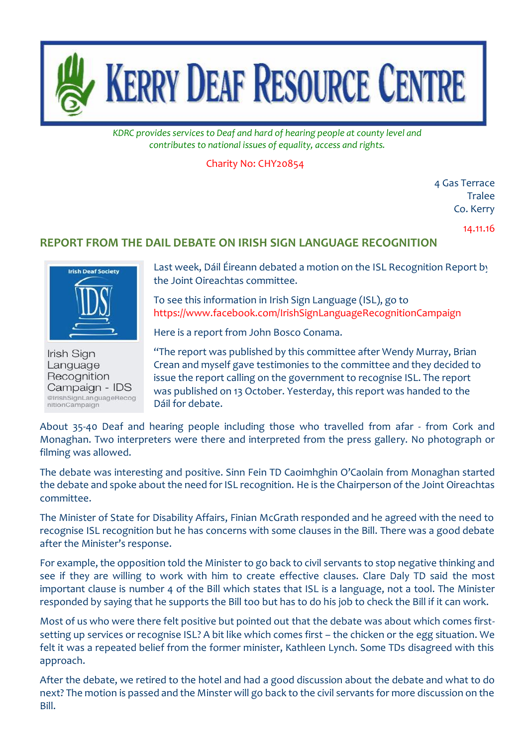# KERRY DEAF RESOURCE CENTRE

*KDRC provides services to Deaf and hard of hearing people at county level and contributes to national issues of equality, access and rights.*

Charity No: CHY20854

4 Gas Terrace
Tralee
Co. Kerry

14.11.16

## REPORT FROM THE DAIL DEBATE ON IRISH SIGN LANGUAGE RECOGNITION

Irish Deaf Society
IDS

Irish Sign Language Recognition Campaign - IDS
@IrishSignLanguageRecognitionCampaign

Last week, Dáil Éireann debated a motion on the ISL Recognition Report by the Joint Oireachtas committee.

To see this information in Irish Sign Language (ISL), go to https://www.facebook.com/IrishSignLanguageRecognitionCampaign

Here is a report from John Bosco Conama.

"The report was published by this committee after Wendy Murray, Brian Crean and myself gave testimonies to the committee and they decided to issue the report calling on the government to recognise ISL. The report was published on 13 October. Yesterday, this report was handed to the Dáil for debate.

About 35-40 Deaf and hearing people including those who travelled from afar - from Cork and Monaghan. Two interpreters were there and interpreted from the press gallery. No photograph or filming was allowed.

The debate was interesting and positive. Sinn Fein TD Caoimhghin O'Caolain from Monaghan started the debate and spoke about the need for ISL recognition. He is the Chairperson of the Joint Oireachtas committee.

The Minister of State for Disability Affairs, Finian McGrath responded and he agreed with the need to recognise ISL recognition but he has concerns with some clauses in the Bill. There was a good debate after the Minister's response.

For example, the opposition told the Minister to go back to civil servants to stop negative thinking and see if they are willing to work with him to create effective clauses. Clare Daly TD said the most important clause is number 4 of the Bill which states that ISL is a language, not a tool. The Minister responded by saying that he supports the Bill too but has to do his job to check the Bill if it can work.

Most of us who were there felt positive but pointed out that the debate was about which comes first-setting up services or recognise ISL? A bit like which comes first – the chicken or the egg situation. We felt it was a repeated belief from the former minister, Kathleen Lynch. Some TDs disagreed with this approach.

After the debate, we retired to the hotel and had a good discussion about the debate and what to do next? The motion is passed and the Minster will go back to the civil servants for more discussion on the Bill.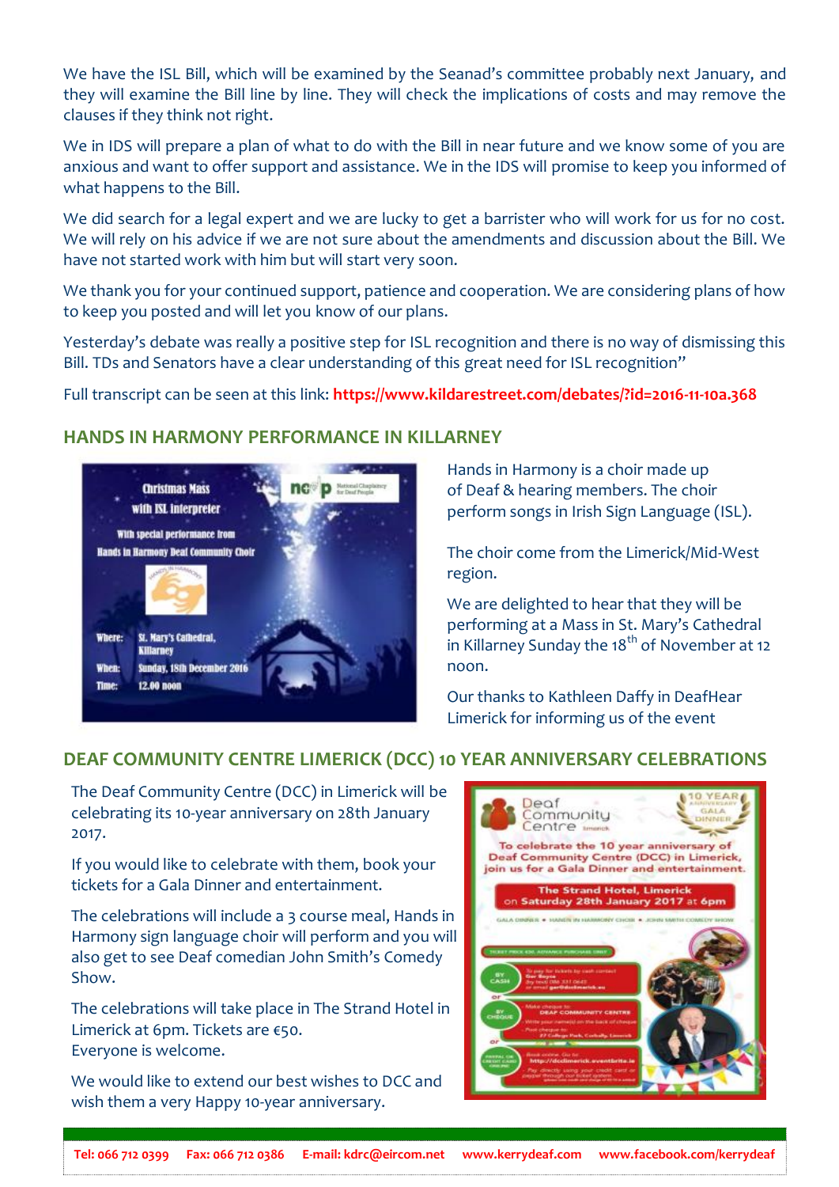We have the ISL Bill, which will be examined by the Seanad's committee probably next January, and they will examine the Bill line by line. They will check the implications of costs and may remove the clauses if they think not right.

We in IDS will prepare a plan of what to do with the Bill in near future and we know some of you are anxious and want to offer support and assistance. We in the IDS will promise to keep you informed of what happens to the Bill.

We did search for a legal expert and we are lucky to get a barrister who will work for us for no cost. We will rely on his advice if we are not sure about the amendments and discussion about the Bill. We have not started work with him but will start very soon.

We thank you for your continued support, patience and cooperation. We are considering plans of how to keep you posted and will let you know of our plans.

Yesterday's debate was really a positive step for ISL recognition and there is no way of dismissing this Bill. TDs and Senators have a clear understanding of this great need for ISL recognition"

Full transcript can be seen at this link: **https://www.kildarestreet.com/debates/?id=2016-11-10a.368**

## HANDS IN HARMONY PERFORMANCE IN KILLARNEY

Hands in Harmony is a choir made up of Deaf & hearing members. The choir perform songs in Irish Sign Language (ISL).

The choir come from the Limerick/Mid-West region.

We are delighted to hear that they will be performing at a Mass in St. Mary's Cathedral in Killarney Sunday the 18th of November at 12 noon.

Our thanks to Kathleen Daffy in DeafHear Limerick for informing us of the event

## DEAF COMMUNITY CENTRE LIMERICK (DCC) 10 YEAR ANNIVERSARY CELEBRATIONS

The Deaf Community Centre (DCC) in Limerick will be celebrating its 10-year anniversary on 28th January 2017.

If you would like to celebrate with them, book your tickets for a Gala Dinner and entertainment.

The celebrations will include a 3 course meal, Hands in Harmony sign language choir will perform and you will also get to see Deaf comedian John Smith's Comedy Show.

The celebrations will take place in The Strand Hotel in Limerick at 6pm. Tickets are €50.
Everyone is welcome.

We would like to extend our best wishes to DCC and wish them a very Happy 10-year anniversary.